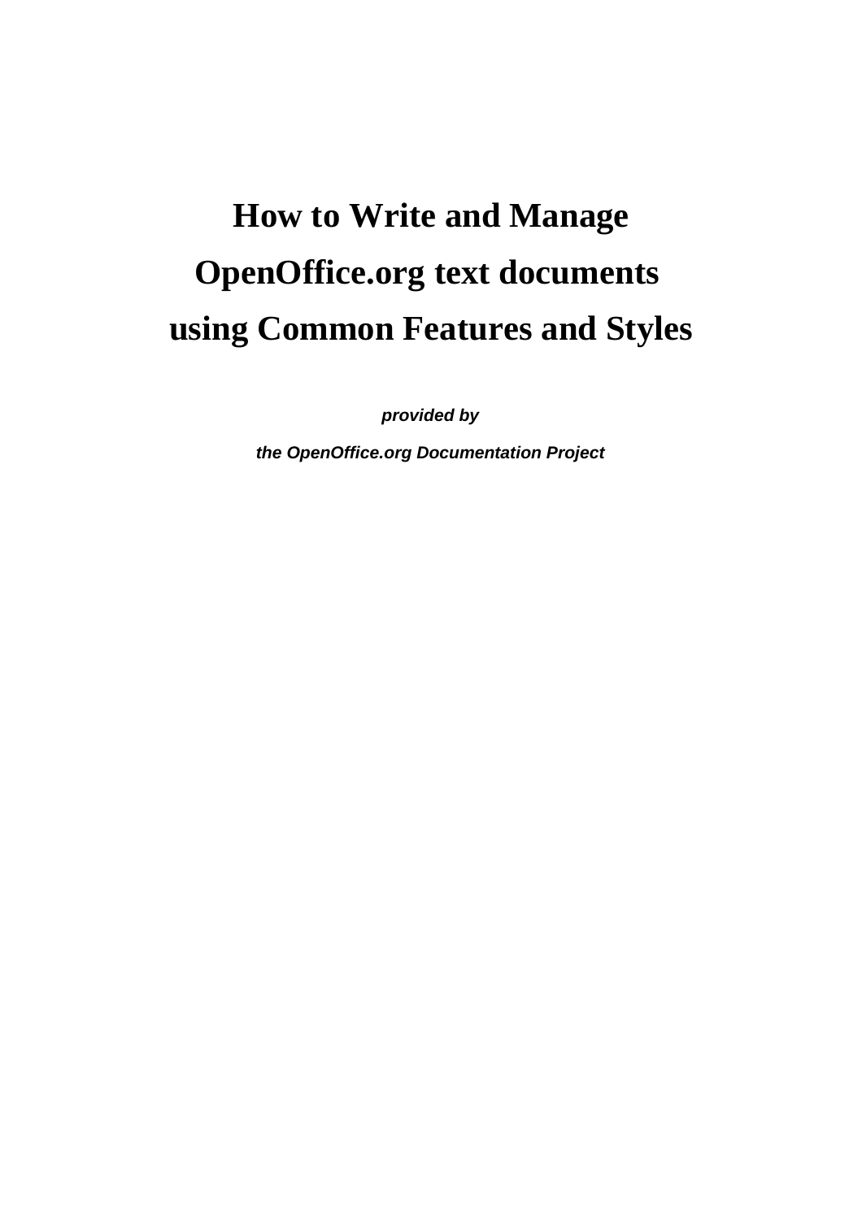# How to Write and Manage OpenOffice.org text documents using Common Features and Styles

***provided by***

***the OpenOffice.org Documentation Project***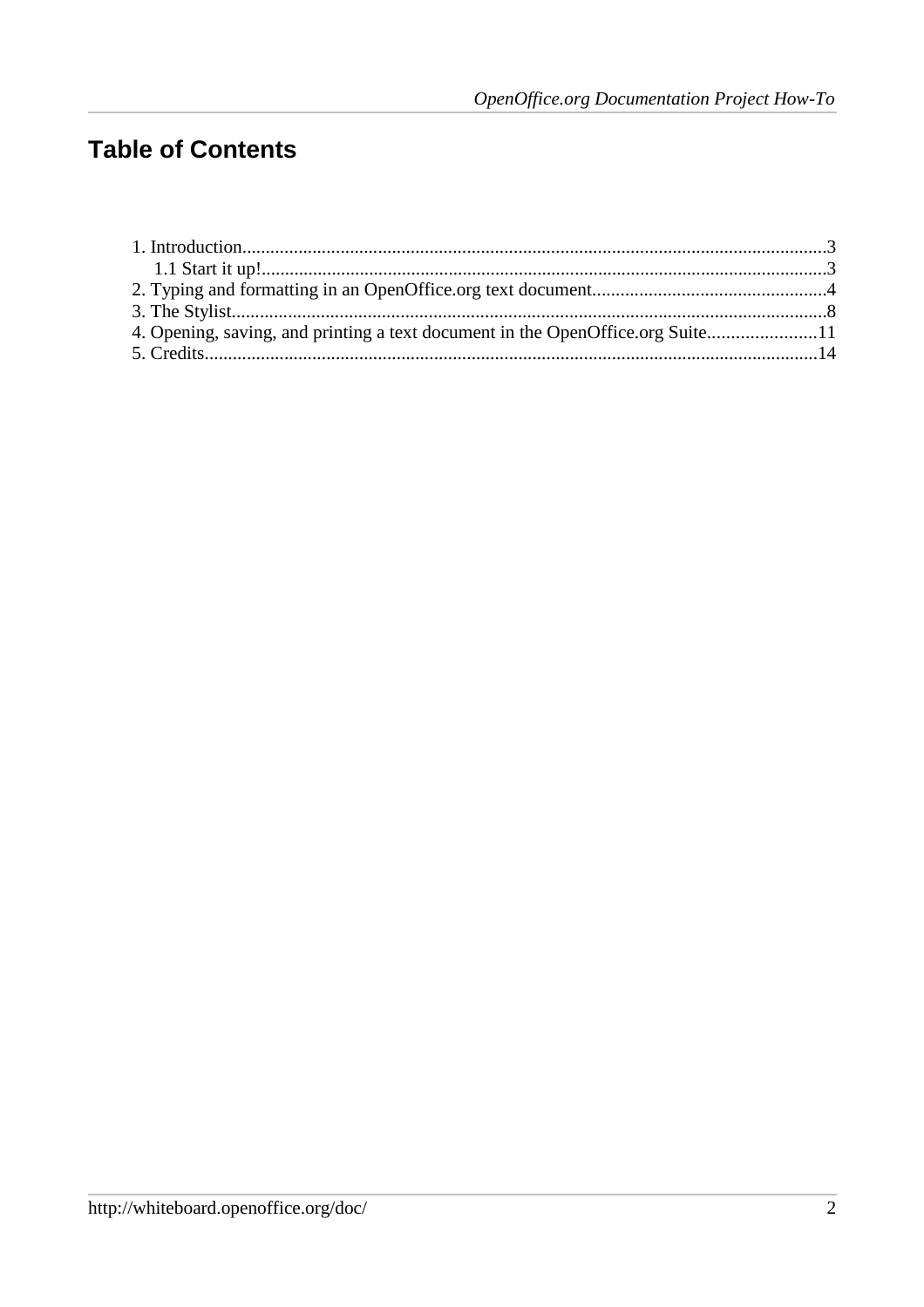# Table of Contents

1. Introduction....................................................................................................................3
   1.1 Start it up!................................................................................................................3
2. Typing and formatting in an OpenOffice.org text document..................................................4
3. The Stylist......................................................................................................................8
4. Opening, saving, and printing a text document in the OpenOffice.org Suite.......................11
5. Credits..........................................................................................................................14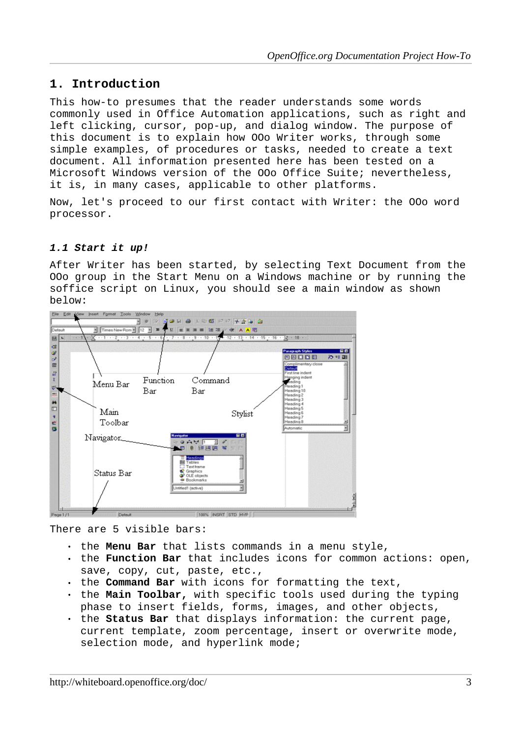# 1. Introduction

This how-to presumes that the reader understands some words commonly used in Office Automation applications, such as right and left clicking, cursor, pop-up, and dialog window. The purpose of this document is to explain how OOo Writer works, through some simple examples, of procedures or tasks, needed to create a text document. All information presented here has been tested on a Microsoft Windows version of the OOo Office Suite; nevertheless, it is, in many cases, applicable to other platforms.

Now, let's proceed to our first contact with Writer: the OOo word processor.

## *1.1 Start it up!*

After Writer has been started, by selecting Text Document from the OOo group in the Start Menu on a Windows machine or by running the soffice script on Linux, you should see a main window as shown below:

Menu Bar
Function Bar
Command Bar
Main Toolbar
Stylist
Navigator
Status Bar

There are 5 visible bars:

- the **Menu Bar** that lists commands in a menu style,
- the **Function Bar** that includes icons for common actions: open, save, copy, cut, paste, etc.,
- the **Command Bar** with icons for formatting the text,
- the **Main Toolbar**, with specific tools used during the typing phase to insert fields, forms, images, and other objects,
- the **Status Bar** that displays information: the current page, current template, zoom percentage, insert or overwrite mode, selection mode, and hyperlink mode;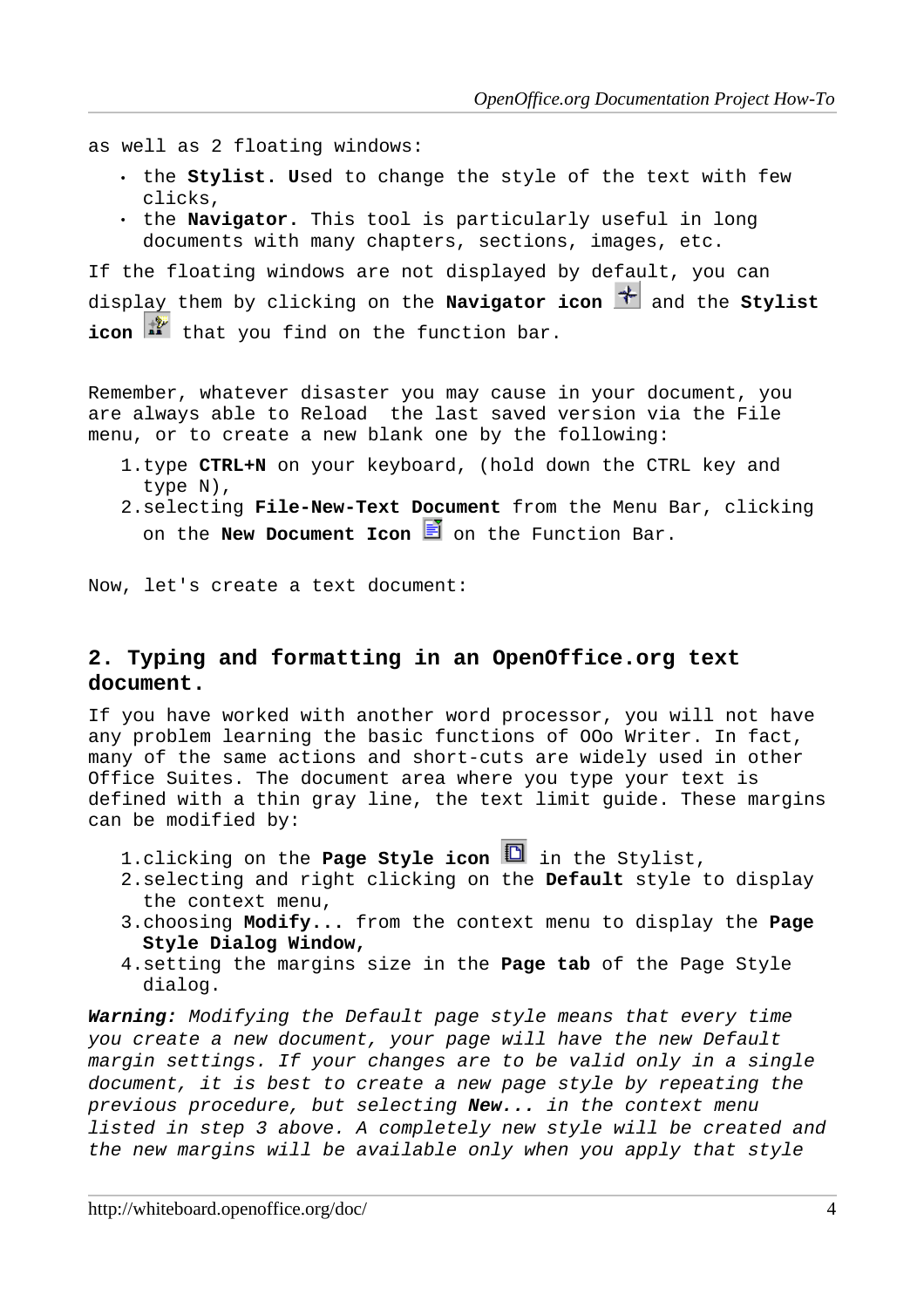as well as 2 floating windows:

- the **Stylist. U**sed to change the style of the text with few clicks,
- the **Navigator.** This tool is particularly useful in long documents with many chapters, sections, images, etc.

If the floating windows are not displayed by default, you can display them by clicking on the **Navigator icon** and the **Stylist icon** that you find on the function bar.

Remember, whatever disaster you may cause in your document, you are always able to Reload the last saved version via the File menu, or to create a new blank one by the following:

1. type **CTRL+N** on your keyboard, (hold down the CTRL key and type N),
2. selecting **File-New-Text Document** from the Menu Bar, clicking on the **New Document Icon** on the Function Bar.

Now, let's create a text document:

## 2. Typing and formatting in an OpenOffice.org text document.

If you have worked with another word processor, you will not have any problem learning the basic functions of OOo Writer. In fact, many of the same actions and short-cuts are widely used in other Office Suites. The document area where you type your text is defined with a thin gray line, the text limit guide. These margins can be modified by:

1. clicking on the **Page Style icon** in the Stylist,
2. selecting and right clicking on the **Default** style to display the context menu,
3. choosing **Modify...** from the context menu to display the **Page Style Dialog Window,**
4. setting the margins size in the **Page tab** of the Page Style dialog.

***Warning:*** *Modifying the Default page style means that every time you create a new document, your page will have the new Default margin settings. If your changes are to be valid only in a single document, it is best to create a new page style by repeating the previous procedure, but selecting* ***New...*** *in the context menu listed in step 3 above. A completely new style will be created and the new margins will be available only when you apply that style*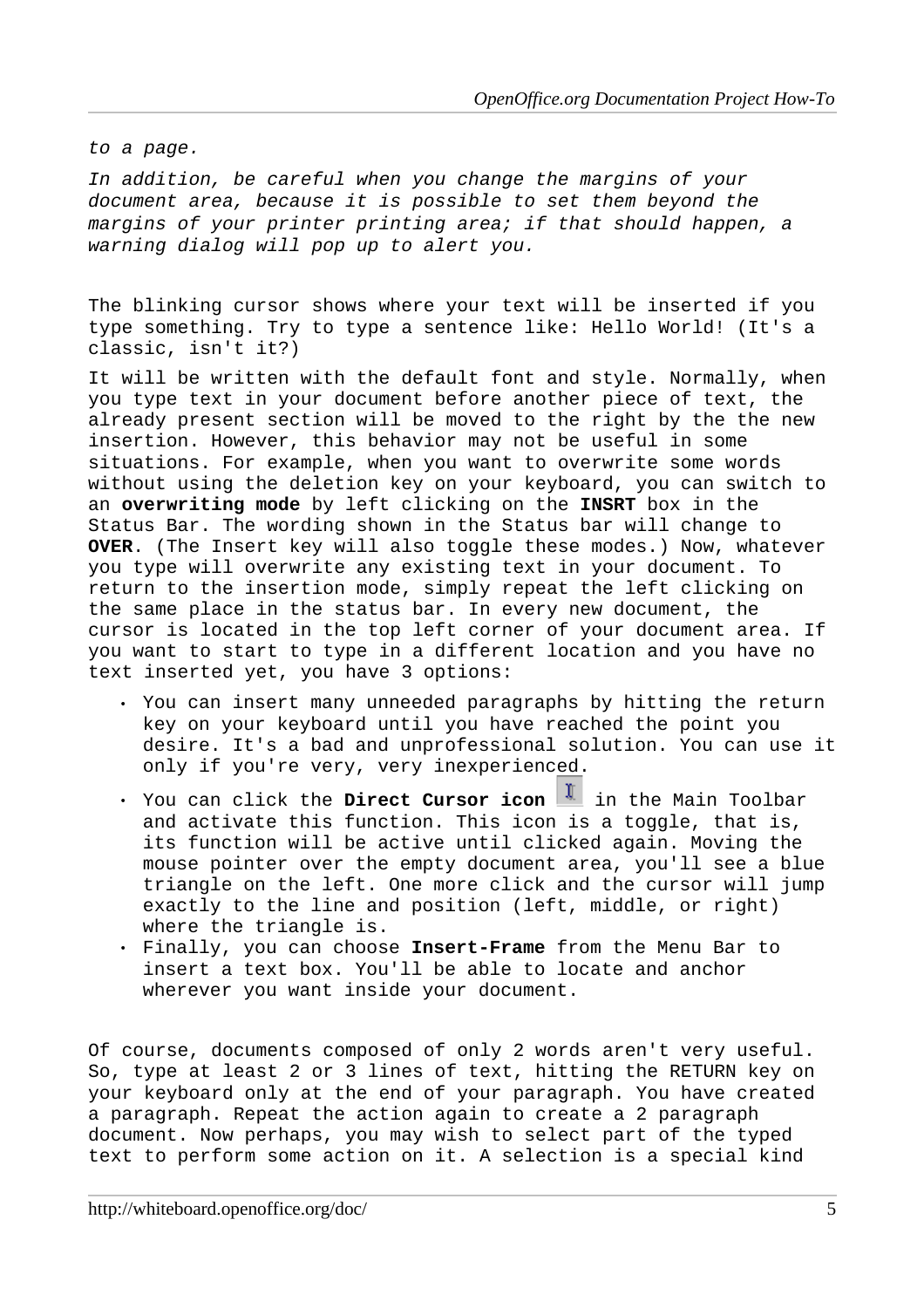*to a page.*

*In addition, be careful when you change the margins of your document area, because it is possible to set them beyond the margins of your printer printing area; if that should happen, a warning dialog will pop up to alert you.*

The blinking cursor shows where your text will be inserted if you type something. Try to type a sentence like: Hello World! (It's a classic, isn't it?)

It will be written with the default font and style. Normally, when you type text in your document before another piece of text, the already present section will be moved to the right by the the new insertion. However, this behavior may not be useful in some situations. For example, when you want to overwrite some words without using the deletion key on your keyboard, you can switch to an **overwriting mode** by left clicking on the **INSRT** box in the Status Bar. The wording shown in the Status bar will change to **OVER**. (The Insert key will also toggle these modes.) Now, whatever you type will overwrite any existing text in your document. To return to the insertion mode, simply repeat the left clicking on the same place in the status bar. In every new document, the cursor is located in the top left corner of your document area. If you want to start to type in a different location and you have no text inserted yet, you have 3 options:

- You can insert many unneeded paragraphs by hitting the return key on your keyboard until you have reached the point you desire. It's a bad and unprofessional solution. You can use it only if you're very, very inexperienced.
- You can click the **Direct Cursor icon** in the Main Toolbar and activate this function. This icon is a toggle, that is, its function will be active until clicked again. Moving the mouse pointer over the empty document area, you'll see a blue triangle on the left. One more click and the cursor will jump exactly to the line and position (left, middle, or right) where the triangle is.
- Finally, you can choose **Insert-Frame** from the Menu Bar to insert a text box. You'll be able to locate and anchor wherever you want inside your document.

Of course, documents composed of only 2 words aren't very useful. So, type at least 2 or 3 lines of text, hitting the RETURN key on your keyboard only at the end of your paragraph. You have created a paragraph. Repeat the action again to create a 2 paragraph document. Now perhaps, you may wish to select part of the typed text to perform some action on it. A selection is a special kind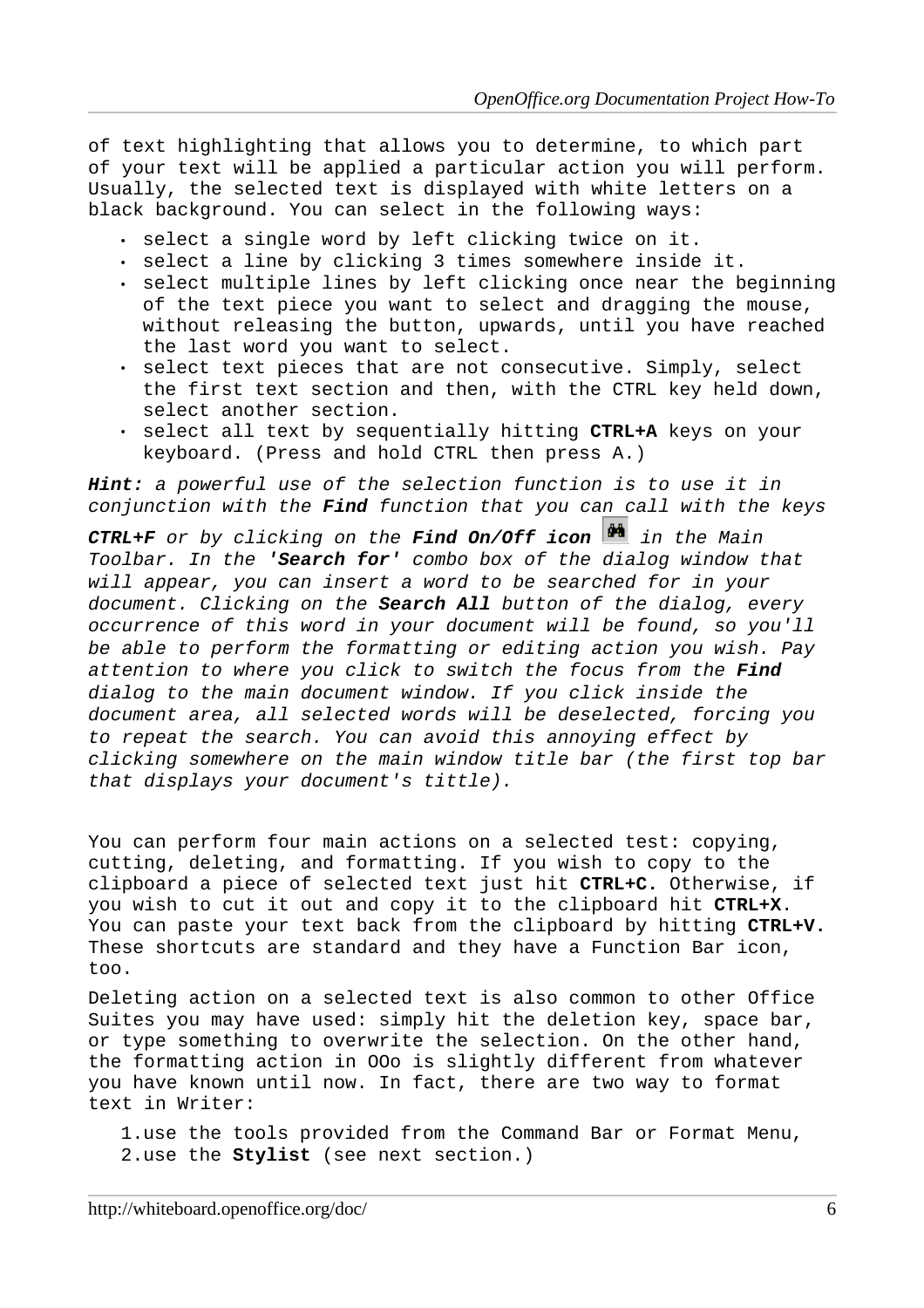of text highlighting that allows you to determine, to which part of your text will be applied a particular action you will perform. Usually, the selected text is displayed with white letters on a black background. You can select in the following ways:

- select a single word by left clicking twice on it.
- select a line by clicking 3 times somewhere inside it.
- select multiple lines by left clicking once near the beginning of the text piece you want to select and dragging the mouse, without releasing the button, upwards, until you have reached the last word you want to select.
- select text pieces that are not consecutive. Simply, select the first text section and then, with the CTRL key held down, select another section.
- select all text by sequentially hitting **CTRL+A** keys on your keyboard. (Press and hold CTRL then press A.)

***Hint:*** *a powerful use of the selection function is to use it in conjunction with the* ***Find*** *function that you can call with the keys* ***CTRL+F*** *or by clicking on the* ***Find On/Off icon*** *in the Main Toolbar. In the* ***'Search for'*** *combo box of the dialog window that will appear, you can insert a word to be searched for in your document. Clicking on the* ***Search All*** *button of the dialog, every occurrence of this word in your document will be found, so you'll be able to perform the formatting or editing action you wish. Pay attention to where you click to switch the focus from the* ***Find*** *dialog to the main document window. If you click inside the document area, all selected words will be deselected, forcing you to repeat the search. You can avoid this annoying effect by clicking somewhere on the main window title bar (the first top bar that displays your document's tittle).*

You can perform four main actions on a selected test: copying, cutting, deleting, and formatting. If you wish to copy to the clipboard a piece of selected text just hit **CTRL+C.** Otherwise, if you wish to cut it out and copy it to the clipboard hit **CTRL+X**. You can paste your text back from the clipboard by hitting **CTRL+V.** These shortcuts are standard and they have a Function Bar icon, too.

Deleting action on a selected text is also common to other Office Suites you may have used: simply hit the deletion key, space bar, or type something to overwrite the selection. On the other hand, the formatting action in OOo is slightly different from whatever you have known until now. In fact, there are two way to format text in Writer:

1. use the tools provided from the Command Bar or Format Menu,
2. use the **Stylist** (see next section.)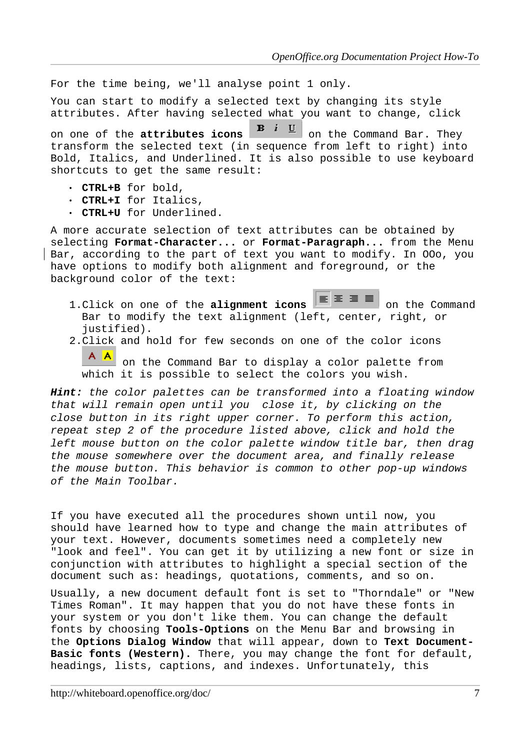For the time being, we'll analyse point 1 only.

You can start to modify a selected text by changing its style attributes. After having selected what you want to change, click on one of the **attributes icons** on the Command Bar. They transform the selected text (in sequence from left to right) into Bold, Italics, and Underlined. It is also possible to use keyboard shortcuts to get the same result:

- **CTRL+B** for bold,
- **CTRL+I** for Italics,
- **CTRL+U** for Underlined.

A more accurate selection of text attributes can be obtained by selecting **Format-Character...** or **Format-Paragraph...** from the Menu Bar, according to the part of text you want to modify. In OOo, you have options to modify both alignment and foreground, or the background color of the text:

1. Click on one of the **alignment icons** on the Command Bar to modify the text alignment (left, center, right, or justified).
2. Click and hold for few seconds on one of the color icons on the Command Bar to display a color palette from which it is possible to select the colors you wish.

***Hint:*** *the color palettes can be transformed into a floating window that will remain open until you close it, by clicking on the close button in its right upper corner. To perform this action, repeat step 2 of the procedure listed above, click and hold the left mouse button on the color palette window title bar, then drag the mouse somewhere over the document area, and finally release the mouse button. This behavior is common to other pop-up windows of the Main Toolbar.*

If you have executed all the procedures shown until now, you should have learned how to type and change the main attributes of your text. However, documents sometimes need a completely new "look and feel". You can get it by utilizing a new font or size in conjunction with attributes to highlight a special section of the document such as: headings, quotations, comments, and so on.

Usually, a new document default font is set to "Thorndale" or "New Times Roman". It may happen that you do not have these fonts in your system or you don't like them. You can change the default fonts by choosing **Tools-Options** on the Menu Bar and browsing in the **Options Dialog Window** that will appear, down to **Text Document-Basic fonts (Western).** There, you may change the font for default, headings, lists, captions, and indexes. Unfortunately, this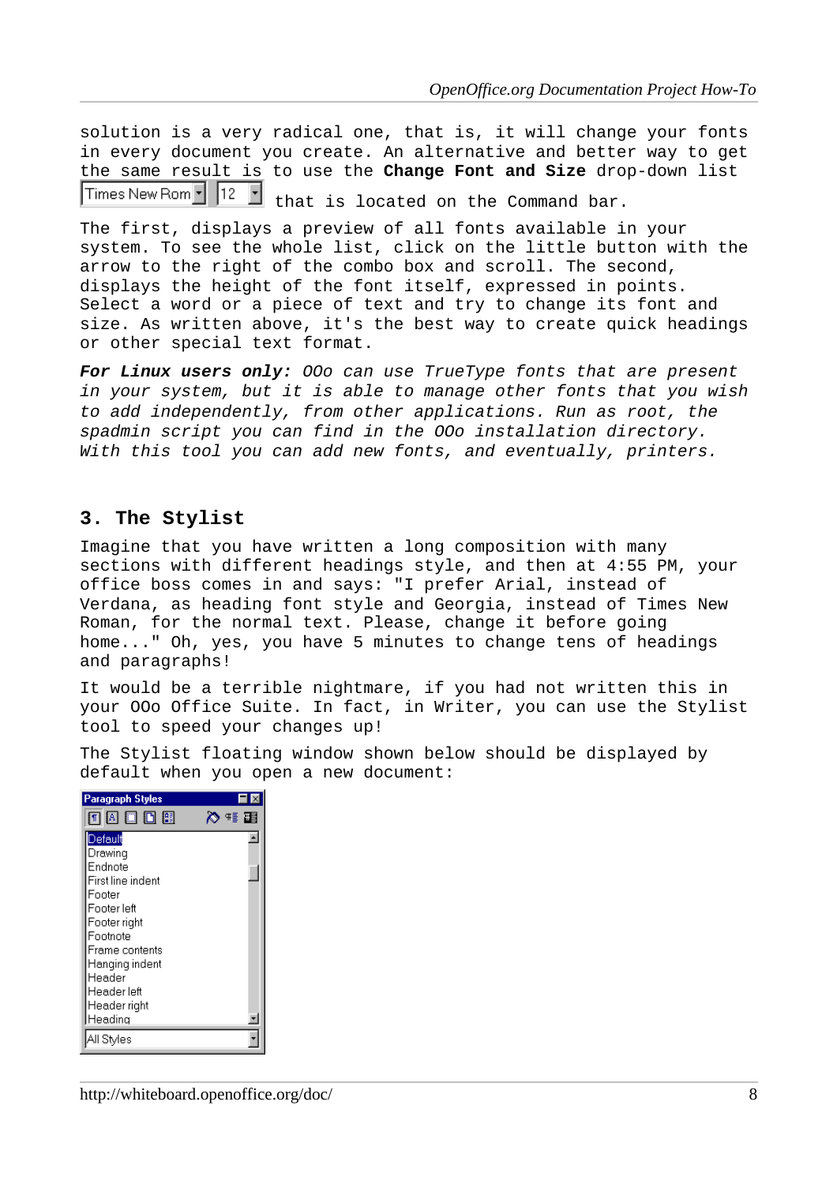solution is a very radical one, that is, it will change your fonts in every document you create. An alternative and better way to get the same result is to use the **Change Font and Size** drop-down list that is located on the Command bar.

The first, displays a preview of all fonts available in your system. To see the whole list, click on the little button with the arrow to the right of the combo box and scroll. The second, displays the height of the font itself, expressed in points. Select a word or a piece of text and try to change its font and size. As written above, it's the best way to create quick headings or other special text format.

***For Linux users only:*** *OOo can use TrueType fonts that are present in your system, but it is able to manage other fonts that you wish to add independently, from other applications. Run as root, the spadmin script you can find in the OOo installation directory. With this tool you can add new fonts, and eventually, printers.*

## 3. The Stylist

Imagine that you have written a long composition with many sections with different headings style, and then at 4:55 PM, your office boss comes in and says: "I prefer Arial, instead of Verdana, as heading font style and Georgia, instead of Times New Roman, for the normal text. Please, change it before going home..." Oh, yes, you have 5 minutes to change tens of headings and paragraphs!

It would be a terrible nightmare, if you had not written this in your OOo Office Suite. In fact, in Writer, you can use the Stylist tool to speed your changes up!

The Stylist floating window shown below should be displayed by default when you open a new document: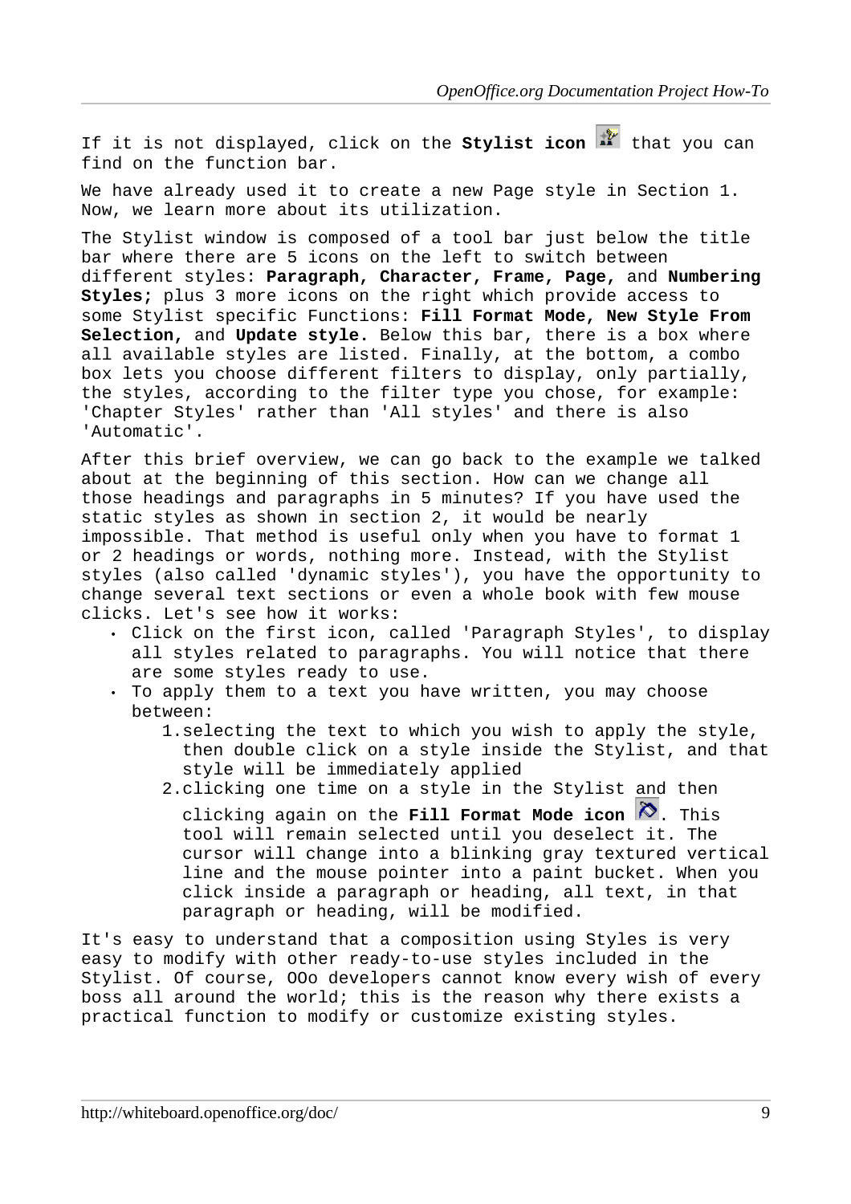If it is not displayed, click on the **Stylist icon** that you can find on the function bar.

We have already used it to create a new Page style in Section 1. Now, we learn more about its utilization.

The Stylist window is composed of a tool bar just below the title bar where there are 5 icons on the left to switch between different styles: **Paragraph, Character, Frame, Page,** and **Numbering Styles;** plus 3 more icons on the right which provide access to some Stylist specific Functions: **Fill Format Mode, New Style From Selection,** and **Update style.** Below this bar, there is a box where all available styles are listed. Finally, at the bottom, a combo box lets you choose different filters to display, only partially, the styles, according to the filter type you chose, for example: 'Chapter Styles' rather than 'All styles' and there is also 'Automatic'.

After this brief overview, we can go back to the example we talked about at the beginning of this section. How can we change all those headings and paragraphs in 5 minutes? If you have used the static styles as shown in section 2, it would be nearly impossible. That method is useful only when you have to format 1 or 2 headings or words, nothing more. Instead, with the Stylist styles (also called 'dynamic styles'), you have the opportunity to change several text sections or even a whole book with few mouse clicks. Let's see how it works:

- Click on the first icon, called 'Paragraph Styles', to display all styles related to paragraphs. You will notice that there are some styles ready to use.
- To apply them to a text you have written, you may choose between:
  1. selecting the text to which you wish to apply the style, then double click on a style inside the Stylist, and that style will be immediately applied
  2. clicking one time on a style in the Stylist and then clicking again on the **Fill Format Mode icon**. This tool will remain selected until you deselect it. The cursor will change into a blinking gray textured vertical line and the mouse pointer into a paint bucket. When you click inside a paragraph or heading, all text, in that paragraph or heading, will be modified.

It's easy to understand that a composition using Styles is very easy to modify with other ready-to-use styles included in the Stylist. Of course, OOo developers cannot know every wish of every boss all around the world; this is the reason why there exists a practical function to modify or customize existing styles.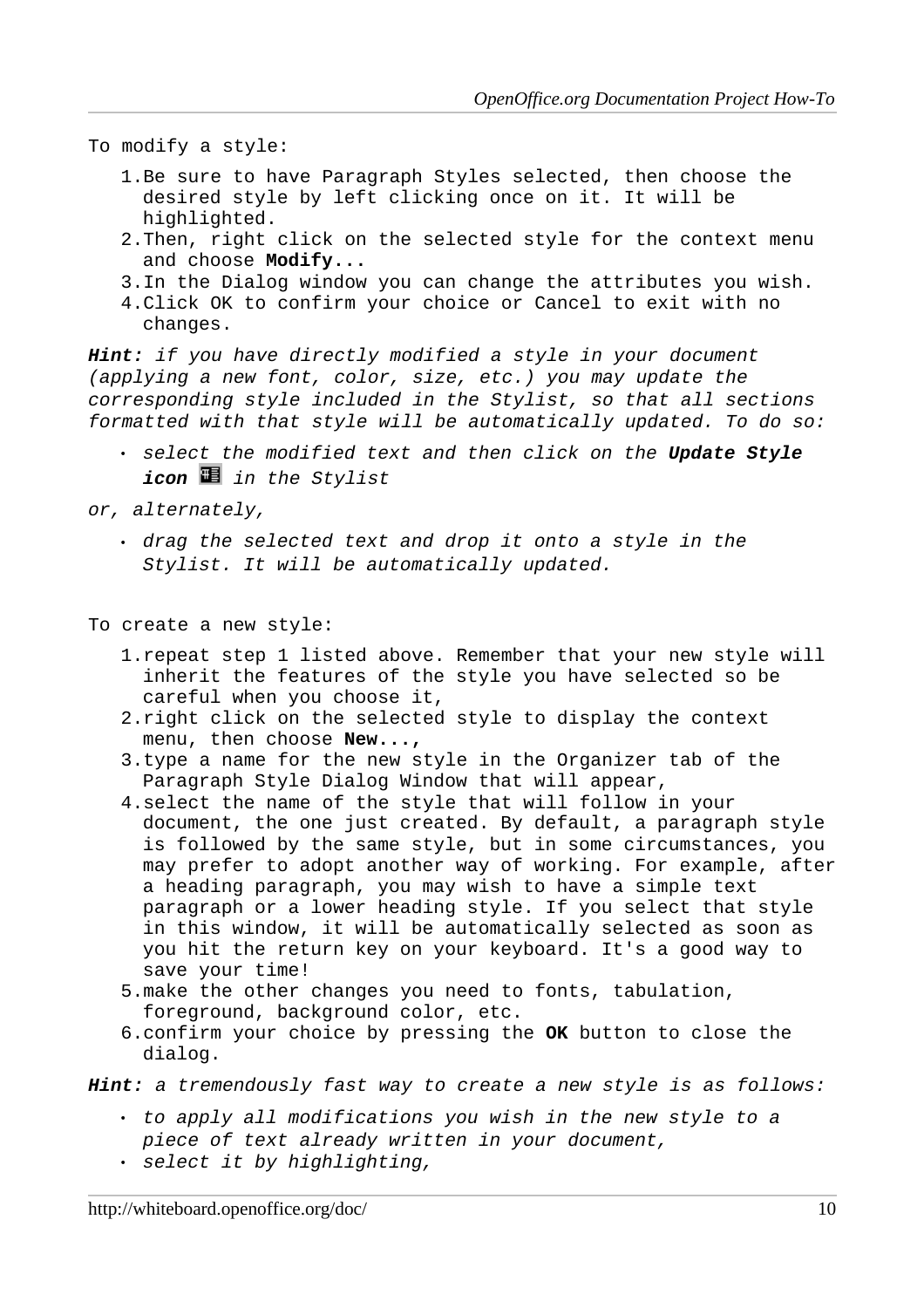To modify a style:

1. Be sure to have Paragraph Styles selected, then choose the desired style by left clicking once on it. It will be highlighted.
2. Then, right click on the selected style for the context menu and choose **Modify...**
3. In the Dialog window you can change the attributes you wish.
4. Click OK to confirm your choice or Cancel to exit with no changes.

***Hint:*** *if you have directly modified a style in your document (applying a new font, color, size, etc.) you may update the corresponding style included in the Stylist, so that all sections formatted with that style will be automatically updated. To do so:*

- *select the modified text and then click on the* ***Update Style icon*** *in the Stylist*

*or, alternately,*

- *drag the selected text and drop it onto a style in the Stylist. It will be automatically updated.*

To create a new style:

1. repeat step 1 listed above. Remember that your new style will inherit the features of the style you have selected so be careful when you choose it,
2. right click on the selected style to display the context menu, then choose **New...**,
3. type a name for the new style in the Organizer tab of the Paragraph Style Dialog Window that will appear,
4. select the name of the style that will follow in your document, the one just created. By default, a paragraph style is followed by the same style, but in some circumstances, you may prefer to adopt another way of working. For example, after a heading paragraph, you may wish to have a simple text paragraph or a lower heading style. If you select that style in this window, it will be automatically selected as soon as you hit the return key on your keyboard. It's a good way to save your time!
5. make the other changes you need to fonts, tabulation, foreground, background color, etc.
6. confirm your choice by pressing the **OK** button to close the dialog.

***Hint:*** *a tremendously fast way to create a new style is as follows:*

- *to apply all modifications you wish in the new style to a piece of text already written in your document,*
- *select it by highlighting,*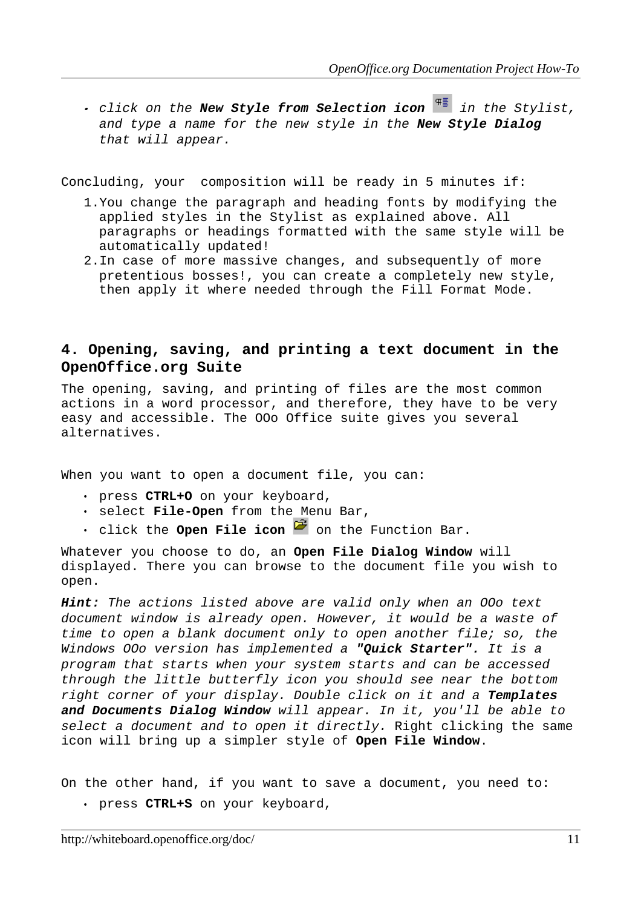- *click on the **New Style from Selection icon** in the Stylist, and type a name for the new style in the **New Style Dialog** that will appear.*

Concluding, your composition will be ready in 5 minutes if:

1. You change the paragraph and heading fonts by modifying the applied styles in the Stylist as explained above. All paragraphs or headings formatted with the same style will be automatically updated!
2. In case of more massive changes, and subsequently of more pretentious bosses!, you can create a completely new style, then apply it where needed through the Fill Format Mode.

## 4. Opening, saving, and printing a text document in the OpenOffice.org Suite

The opening, saving, and printing of files are the most common actions in a word processor, and therefore, they have to be very easy and accessible. The OOo Office suite gives you several alternatives.

When you want to open a document file, you can:

- press **CTRL+O** on your keyboard,
- select **File-Open** from the Menu Bar,
- click the **Open File icon** on the Function Bar.

Whatever you choose to do, an **Open File Dialog Window** will displayed. There you can browse to the document file you wish to open.

***Hint:*** *The actions listed above are valid only when an OOo text document window is already open. However, it would be a waste of time to open a blank document only to open another file; so, the Windows OOo version has implemented a **"Quick Starter".** It is a program that starts when your system starts and can be accessed through the little butterfly icon you should see near the bottom right corner of your display. Double click on it and a **Templates and Documents Dialog Window** will appear. In it, you'll be able to select a document and to open it directly.* Right clicking the same icon will bring up a simpler style of **Open File Window**.

On the other hand, if you want to save a document, you need to:

- press **CTRL+S** on your keyboard,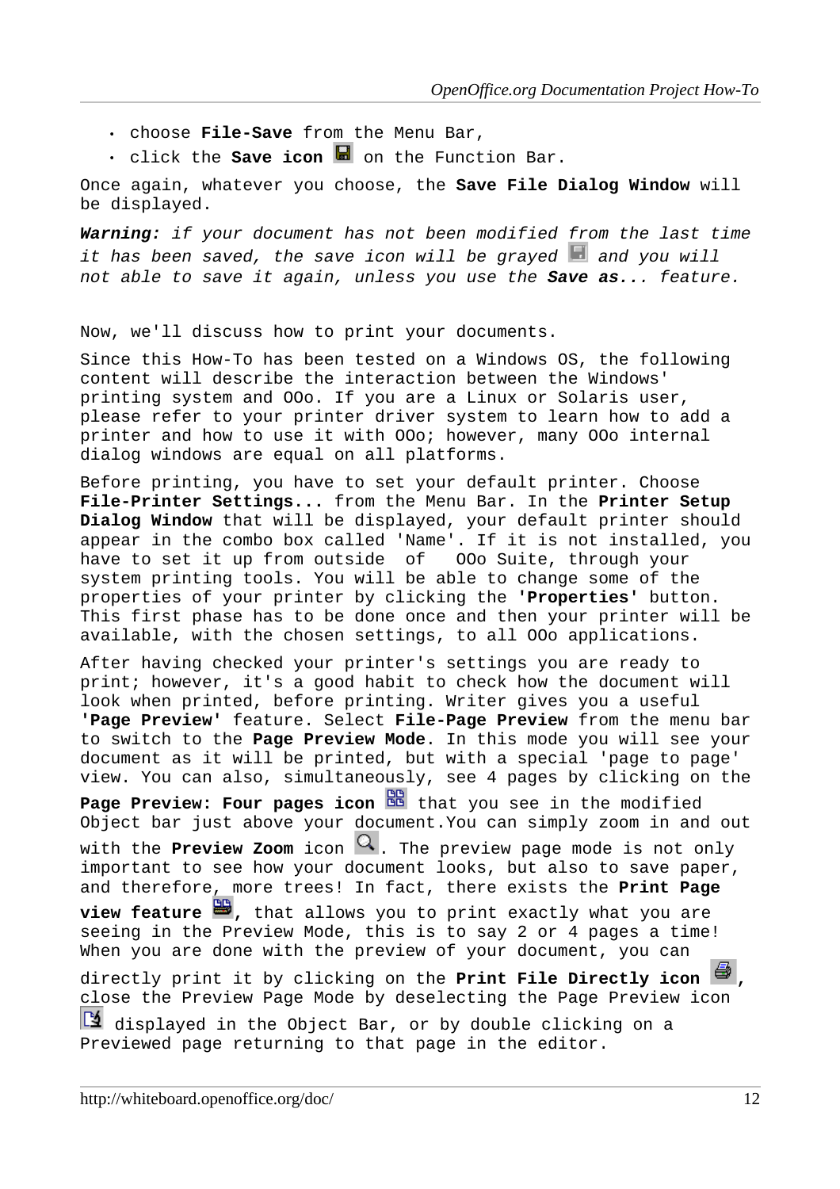- choose **File-Save** from the Menu Bar,
- click the **Save icon** on the Function Bar.

Once again, whatever you choose, the **Save File Dialog Window** will be displayed.

***Warning:*** *if your document has not been modified from the last time it has been saved, the save icon will be grayed and you will not able to save it again, unless you use the* ***Save as...*** *feature.*

Now, we'll discuss how to print your documents.

Since this How-To has been tested on a Windows OS, the following content will describe the interaction between the Windows' printing system and OOo. If you are a Linux or Solaris user, please refer to your printer driver system to learn how to add a printer and how to use it with OOo; however, many OOo internal dialog windows are equal on all platforms.

Before printing, you have to set your default printer. Choose **File-Printer Settings...** from the Menu Bar. In the **Printer Setup Dialog Window** that will be displayed, your default printer should appear in the combo box called 'Name'. If it is not installed, you have to set it up from outside of OOo Suite, through your system printing tools. You will be able to change some of the properties of your printer by clicking the **'Properties'** button. This first phase has to be done once and then your printer will be available, with the chosen settings, to all OOo applications.

After having checked your printer's settings you are ready to print; however, it's a good habit to check how the document will look when printed, before printing. Writer gives you a useful **'Page Preview'** feature. Select **File-Page Preview** from the menu bar to switch to the **Page Preview Mode**. In this mode you will see your document as it will be printed, but with a special 'page to page' view. You can also, simultaneously, see 4 pages by clicking on the **Page Preview: Four pages icon** that you see in the modified Object bar just above your document.You can simply zoom in and out with the **Preview Zoom** icon . The preview page mode is not only important to see how your document looks, but also to save paper, and therefore, more trees! In fact, there exists the **Print Page view feature** **,** that allows you to print exactly what you are seeing in the Preview Mode, this is to say 2 or 4 pages a time! When you are done with the preview of your document, you can directly print it by clicking on the **Print File Directly icon** **,** close the Preview Page Mode by deselecting the Page Preview icon displayed in the Object Bar, or by double clicking on a Previewed page returning to that page in the editor.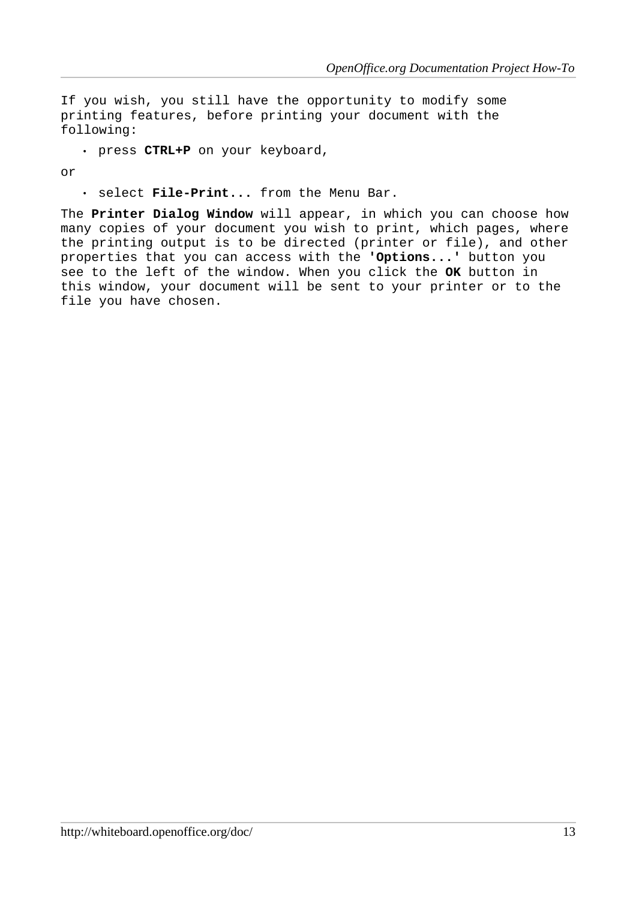If you wish, you still have the opportunity to modify some printing features, before printing your document with the following:

- press **CTRL+P** on your keyboard,

or

- select **File-Print...** from the Menu Bar.

The **Printer Dialog Window** will appear, in which you can choose how many copies of your document you wish to print, which pages, where the printing output is to be directed (printer or file), and other properties that you can access with the **'Options...'** button you see to the left of the window. When you click the **OK** button in this window, your document will be sent to your printer or to the file you have chosen.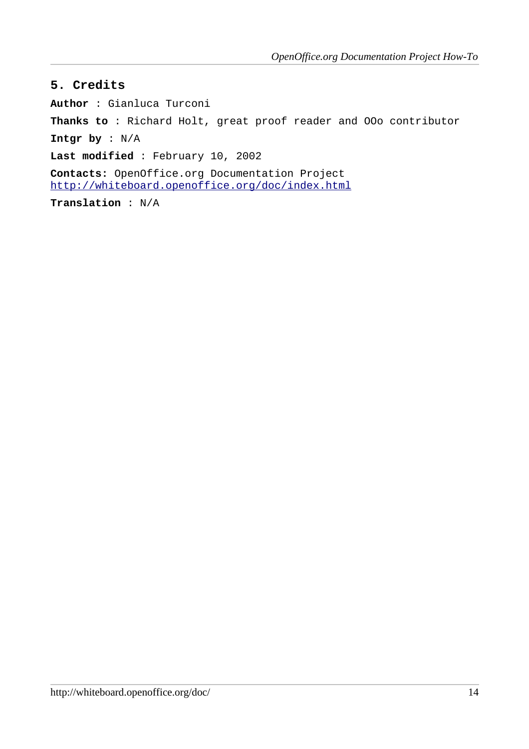## 5. Credits

**Author** : Gianluca Turconi

**Thanks to** : Richard Holt, great proof reader and OOo contributor

**Intgr by** : N/A

**Last modified** : February 10, 2002

**Contacts:** OpenOffice.org Documentation Project
http://whiteboard.openoffice.org/doc/index.html

**Translation** : N/A